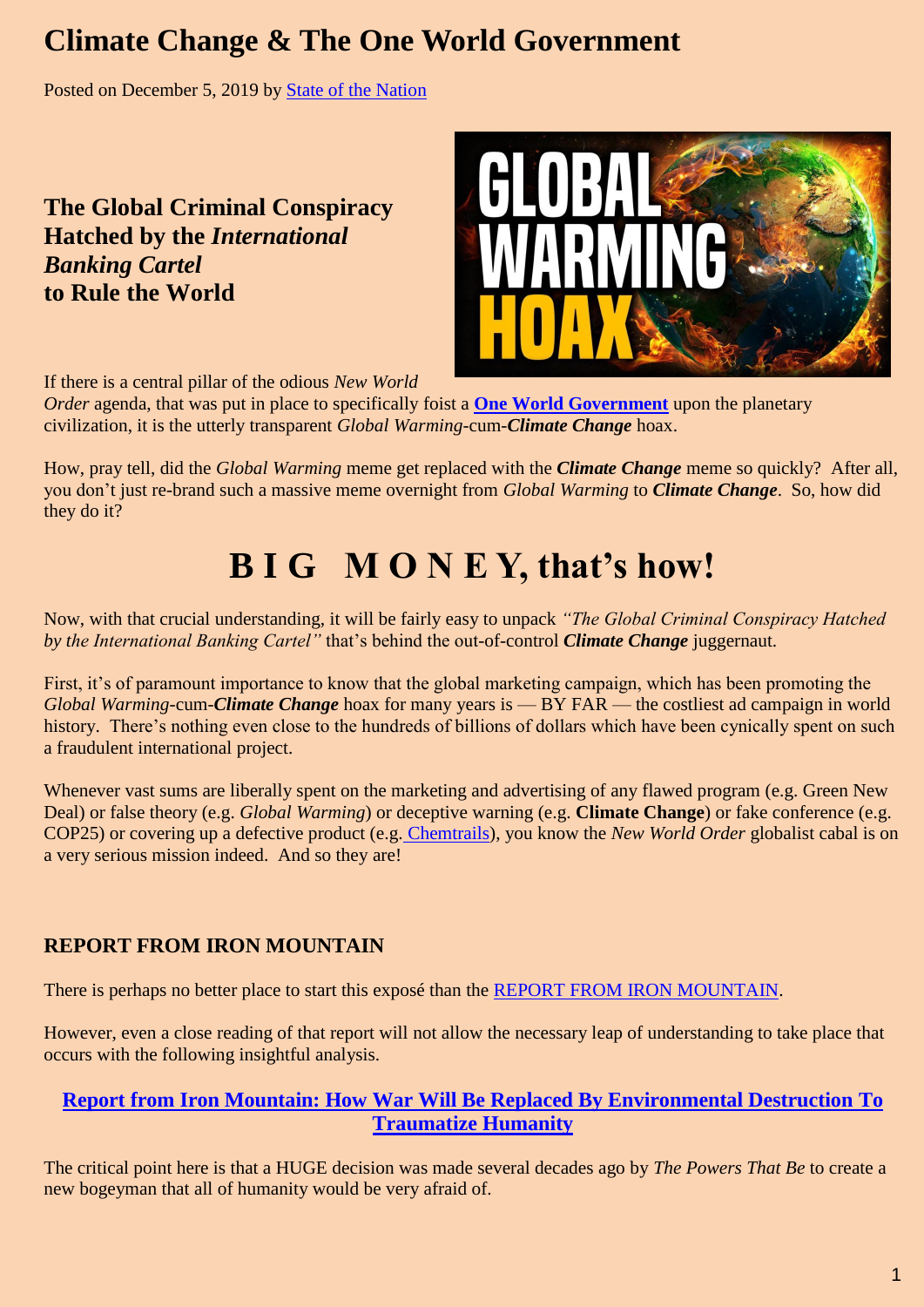# Climate Change & The One World Government

Posted on December 5, 2019 by State of the Nation

## The Global Criminal Conspiracy Hatched by the *International Banking Cartel* to Rule the World

If there is a central pillar of the odious *New World Order* agenda, that was put in place to specifically foist a **One World Government** upon the planetary civilization, it is the utterly transparent *Global Warming*-cum-***Climate Change*** hoax.

How, pray tell, did the *Global Warming* meme get replaced with the ***Climate Change*** meme so quickly? After all, you don't just re-brand such a massive meme overnight from *Global Warming* to ***Climate Change***. So, how did they do it?

# B I G M O N E Y, that's how!

Now, with that crucial understanding, it will be fairly easy to unpack *"The Global Criminal Conspiracy Hatched by the International Banking Cartel"* that's behind the out-of-control ***Climate Change*** juggernaut.

First, it's of paramount importance to know that the global marketing campaign, which has been promoting the *Global Warming*-cum-***Climate Change*** hoax for many years is — BY FAR — the costliest ad campaign in world history. There's nothing even close to the hundreds of billions of dollars which have been cynically spent on such a fraudulent international project.

Whenever vast sums are liberally spent on the marketing and advertising of any flawed program (e.g. Green New Deal) or false theory (e.g. *Global Warming*) or deceptive warning (e.g. **Climate Change**) or fake conference (e.g. COP25) or covering up a defective product (e.g. Chemtrails), you know the *New World Order* globalist cabal is on a very serious mission indeed. And so they are!

### REPORT FROM IRON MOUNTAIN

There is perhaps no better place to start this exposé than the REPORT FROM IRON MOUNTAIN.

However, even a close reading of that report will not allow the necessary leap of understanding to take place that occurs with the following insightful analysis.

**Report from Iron Mountain: How War Will Be Replaced By Environmental Destruction To Traumatize Humanity**

The critical point here is that a HUGE decision was made several decades ago by *The Powers That Be* to create a new bogeyman that all of humanity would be very afraid of.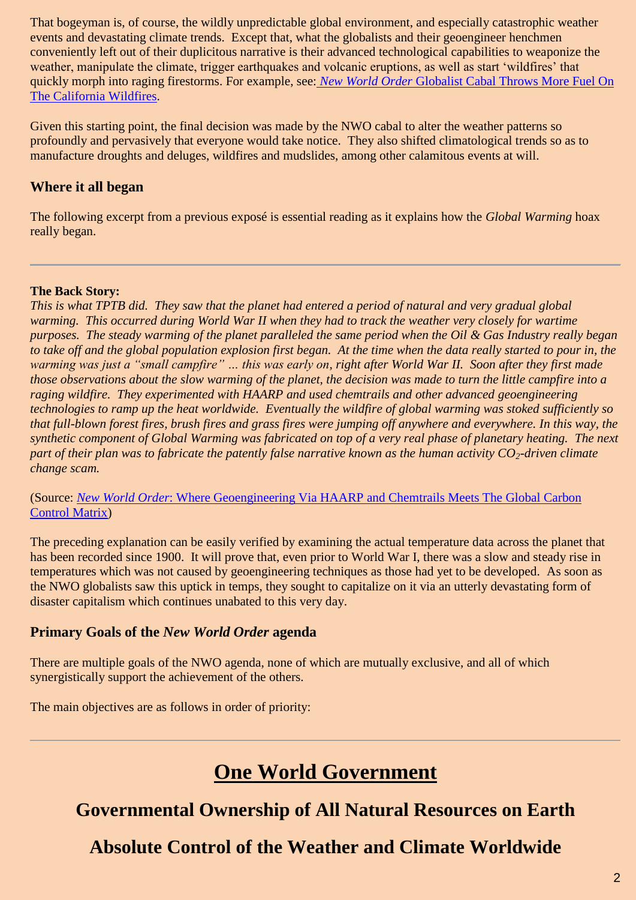That bogeyman is, of course, the wildly unpredictable global environment, and especially catastrophic weather events and devastating climate trends. Except that, what the globalists and their geoengineer henchmen conveniently left out of their duplicitous narrative is their advanced technological capabilities to weaponize the weather, manipulate the climate, trigger earthquakes and volcanic eruptions, as well as start 'wildfires' that quickly morph into raging firestorms. For example, see: [*New World Order* Globalist Cabal Throws More Fuel On The California Wildfires]().

Given this starting point, the final decision was made by the NWO cabal to alter the weather patterns so profoundly and pervasively that everyone would take notice. They also shifted climatological trends so as to manufacture droughts and deluges, wildfires and mudslides, among other calamitous events at will.

### Where it all began

The following excerpt from a previous exposé is essential reading as it explains how the *Global Warming* hoax really began.

---

**The Back Story:**
*This is what TPTB did. They saw that the planet had entered a period of natural and very gradual global warming. This occurred during World War II when they had to track the weather very closely for wartime purposes. The steady warming of the planet paralleled the same period when the Oil & Gas Industry really began to take off and the global population explosion first began. At the time when the data really started to pour in, the warming was just a "small campfire" … this was early on, right after World War II. Soon after they first made those observations about the slow warming of the planet, the decision was made to turn the little campfire into a raging wildfire. They experimented with HAARP and used chemtrails and other advanced geoengineering technologies to ramp up the heat worldwide. Eventually the wildfire of global warming was stoked sufficiently so that full-blown forest fires, brush fires and grass fires were jumping off anywhere and everywhere. In this way, the synthetic component of Global Warming was fabricated on top of a very real phase of planetary heating. The next part of their plan was to fabricate the patently false narrative known as the human activity $CO_2$-driven climate change scam.*

(Source: [*New World Order*: Where Geoengineering Via HAARP and Chemtrails Meets The Global Carbon Control Matrix]())

The preceding explanation can be easily verified by examining the actual temperature data across the planet that has been recorded since 1900. It will prove that, even prior to World War I, there was a slow and steady rise in temperatures which was not caused by geoengineering techniques as those had yet to be developed. As soon as the NWO globalists saw this uptick in temps, they sought to capitalize on it via an utterly devastating form of disaster capitalism which continues unabated to this very day.

### Primary Goals of the *New World Order* agenda

There are multiple goals of the NWO agenda, none of which are mutually exclusive, and all of which synergistically support the achievement of the others.

The main objectives are as follows in order of priority:

---

# One World Government

## Governmental Ownership of All Natural Resources on Earth

## Absolute Control of the Weather and Climate Worldwide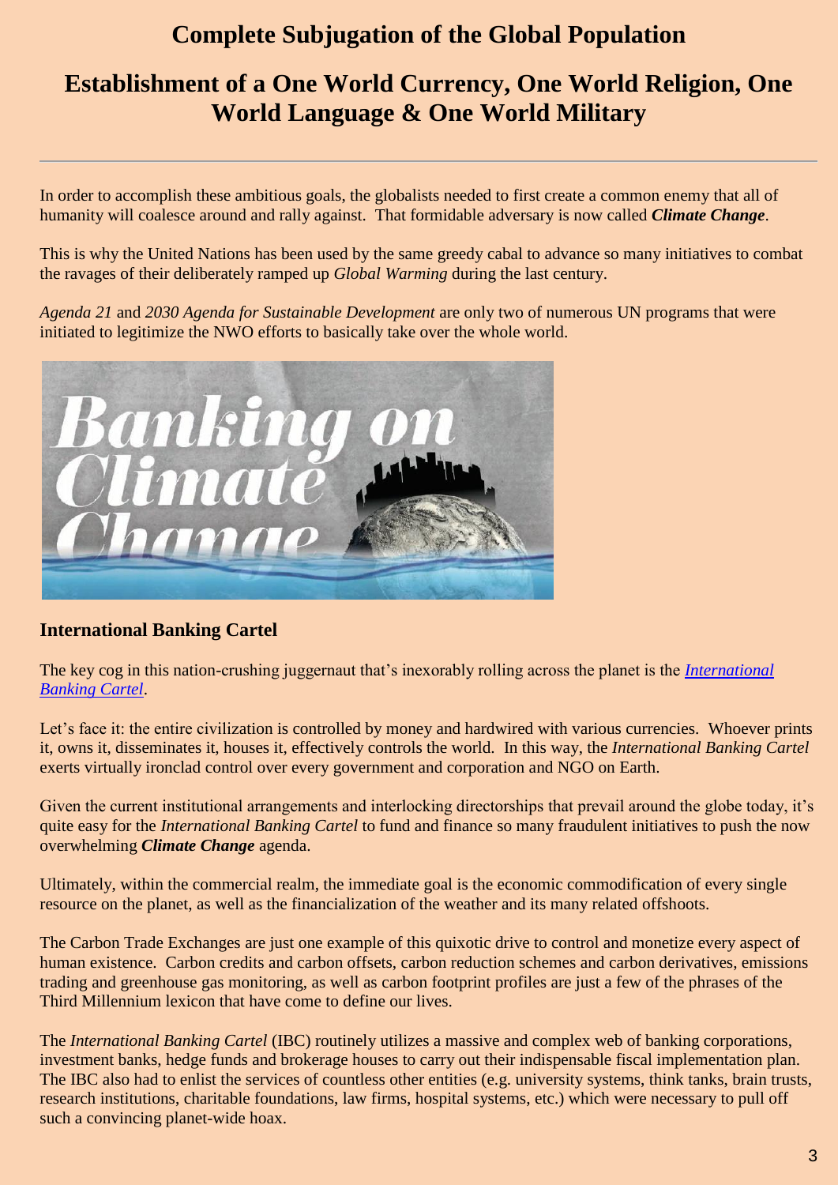# Complete Subjugation of the Global Population

# Establishment of a One World Currency, One World Religion, One World Language & One World Military

---

In order to accomplish these ambitious goals, the globalists needed to first create a common enemy that all of humanity will coalesce around and rally against. That formidable adversary is now called ***Climate Change***.

This is why the United Nations has been used by the same greedy cabal to advance so many initiatives to combat the ravages of their deliberately ramped up *Global Warming* during the last century.

*Agenda 21* and *2030 Agenda for Sustainable Development* are only two of numerous UN programs that were initiated to legitimize the NWO efforts to basically take over the whole world.

## International Banking Cartel

The key cog in this nation-crushing juggernaut that's inexorably rolling across the planet is the *International Banking Cartel*.

Let's face it: the entire civilization is controlled by money and hardwired with various currencies. Whoever prints it, owns it, disseminates it, houses it, effectively controls the world. In this way, the *International Banking Cartel* exerts virtually ironclad control over every government and corporation and NGO on Earth.

Given the current institutional arrangements and interlocking directorships that prevail around the globe today, it's quite easy for the *International Banking Cartel* to fund and finance so many fraudulent initiatives to push the now overwhelming ***Climate Change*** agenda.

Ultimately, within the commercial realm, the immediate goal is the economic commodification of every single resource on the planet, as well as the financialization of the weather and its many related offshoots.

The Carbon Trade Exchanges are just one example of this quixotic drive to control and monetize every aspect of human existence. Carbon credits and carbon offsets, carbon reduction schemes and carbon derivatives, emissions trading and greenhouse gas monitoring, as well as carbon footprint profiles are just a few of the phrases of the Third Millennium lexicon that have come to define our lives.

The *International Banking Cartel* (IBC) routinely utilizes a massive and complex web of banking corporations, investment banks, hedge funds and brokerage houses to carry out their indispensable fiscal implementation plan. The IBC also had to enlist the services of countless other entities (e.g. university systems, think tanks, brain trusts, research institutions, charitable foundations, law firms, hospital systems, etc.) which were necessary to pull off such a convincing planet-wide hoax.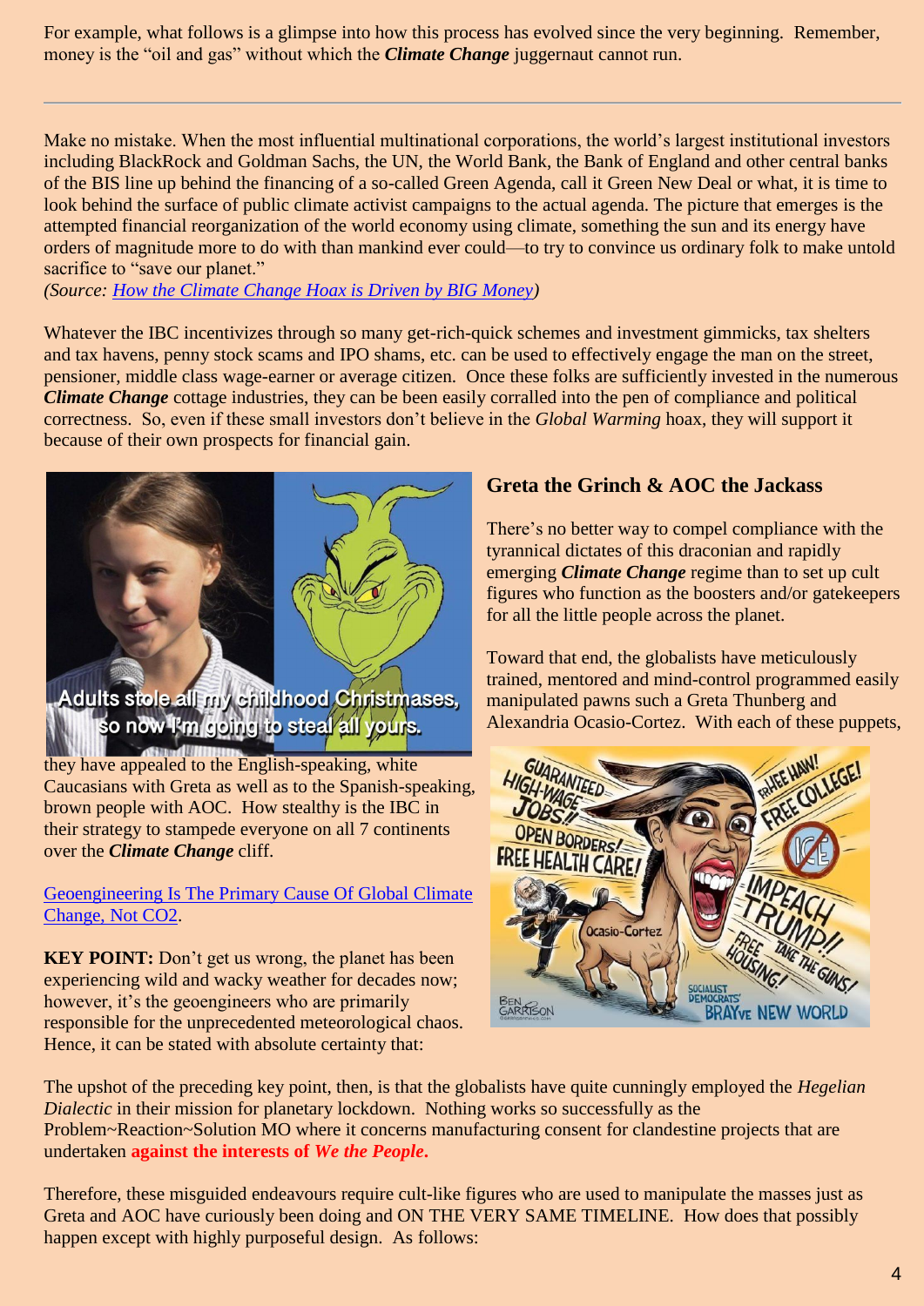For example, what follows is a glimpse into how this process has evolved since the very beginning. Remember, money is the "oil and gas" without which the ***Climate Change*** juggernaut cannot run.

---

Make no mistake. When the most influential multinational corporations, the world's largest institutional investors including BlackRock and Goldman Sachs, the UN, the World Bank, the Bank of England and other central banks of the BIS line up behind the financing of a so-called Green Agenda, call it Green New Deal or what, it is time to look behind the surface of public climate activist campaigns to the actual agenda. The picture that emerges is the attempted financial reorganization of the world economy using climate, something the sun and its energy have orders of magnitude more to do with than mankind ever could—to try to convince us ordinary folk to make untold sacrifice to "save our planet."
*(Source: How the Climate Change Hoax is Driven by BIG Money)*

Whatever the IBC incentivizes through so many get-rich-quick schemes and investment gimmicks, tax shelters and tax havens, penny stock scams and IPO shams, etc. can be used to effectively engage the man on the street, pensioner, middle class wage-earner or average citizen. Once these folks are sufficiently invested in the numerous ***Climate Change*** cottage industries, they can be been easily corralled into the pen of compliance and political correctness. So, even if these small investors don't believe in the *Global Warming* hoax, they will support it because of their own prospects for financial gain.

## Greta the Grinch & AOC the Jackass

There's no better way to compel compliance with the tyrannical dictates of this draconian and rapidly emerging ***Climate Change*** regime than to set up cult figures who function as the boosters and/or gatekeepers for all the little people across the planet.

Toward that end, the globalists have meticulously trained, mentored and mind-control programmed easily manipulated pawns such a Greta Thunberg and Alexandria Ocasio-Cortez. With each of these puppets, they have appealed to the English-speaking, white Caucasians with Greta as well as to the Spanish-speaking, brown people with AOC. How stealthy is the IBC in their strategy to stampede everyone on all 7 continents over the ***Climate Change*** cliff.

Geoengineering Is The Primary Cause Of Global Climate Change, Not CO2.

**KEY POINT:** Don't get us wrong, the planet has been experiencing wild and wacky weather for decades now; however, it's the geoengineers who are primarily responsible for the unprecedented meteorological chaos. Hence, it can be stated with absolute certainty that:

The upshot of the preceding key point, then, is that the globalists have quite cunningly employed the *Hegelian Dialectic* in their mission for planetary lockdown. Nothing works so successfully as the Problem~Reaction~Solution MO where it concerns manufacturing consent for clandestine projects that are undertaken **against the interests of *We the People*.**

Therefore, these misguided endeavours require cult-like figures who are used to manipulate the masses just as Greta and AOC have curiously been doing and ON THE VERY SAME TIMELINE. How does that possibly happen except with highly purposeful design. As follows: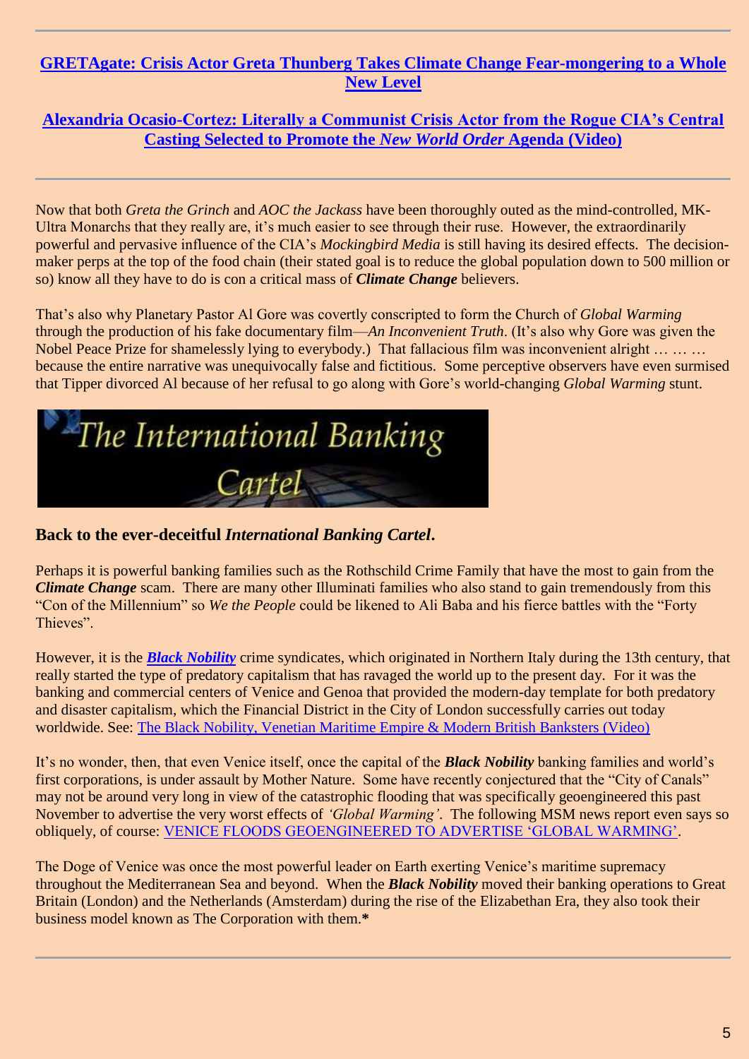**[GRETAgate: Crisis Actor Greta Thunberg Takes Climate Change Fear-mongering to a Whole New Level](#)**

**[Alexandria Ocasio-Cortez: Literally a Communist Crisis Actor from the Rogue CIA's Central Casting Selected to Promote the *New World Order* Agenda (Video)](#)**

---

Now that both *Greta the Grinch* and *AOC the Jackass* have been thoroughly outed as the mind-controlled, MK-Ultra Monarchs that they really are, it's much easier to see through their ruse. However, the extraordinarily powerful and pervasive influence of the CIA's *Mockingbird Media* is still having its desired effects. The decision-maker perps at the top of the food chain (their stated goal is to reduce the global population down to 500 million or so) know all they have to do is con a critical mass of ***Climate Change*** believers.

That's also why Planetary Pastor Al Gore was covertly conscripted to form the Church of *Global Warming* through the production of his fake documentary film—*An Inconvenient Truth*. (It's also why Gore was given the Nobel Peace Prize for shamelessly lying to everybody.) That fallacious film was inconvenient alright … … … because the entire narrative was unequivocally false and fictitious. Some perceptive observers have even surmised that Tipper divorced Al because of her refusal to go along with Gore's world-changing *Global Warming* stunt.

### Back to the ever-deceitful *International Banking Cartel*.

Perhaps it is powerful banking families such as the Rothschild Crime Family that have the most to gain from the ***Climate Change*** scam. There are many other Illuminati families who also stand to gain tremendously from this "Con of the Millennium" so *We the People* could be likened to Ali Baba and his fierce battles with the "Forty Thieves".

However, it is the ***[Black Nobility](#)*** crime syndicates, which originated in Northern Italy during the 13th century, that really started the type of predatory capitalism that has ravaged the world up to the present day. For it was the banking and commercial centers of Venice and Genoa that provided the modern-day template for both predatory and disaster capitalism, which the Financial District in the City of London successfully carries out today worldwide. See: [The Black Nobility, Venetian Maritime Empire & Modern British Banksters (Video)](#)

It's no wonder, then, that even Venice itself, once the capital of the ***Black Nobility*** banking families and world's first corporations, is under assault by Mother Nature. Some have recently conjectured that the "City of Canals" may not be around very long in view of the catastrophic flooding that was specifically geoengineered this past November to advertise the very worst effects of *'Global Warming'*. The following MSM news report even says so obliquely, of course: [VENICE FLOODS GEOENGINEERED TO ADVERTISE 'GLOBAL WARMING'](#).

The Doge of Venice was once the most powerful leader on Earth exerting Venice's maritime supremacy throughout the Mediterranean Sea and beyond. When the ***Black Nobility*** moved their banking operations to Great Britain (London) and the Netherlands (Amsterdam) during the rise of the Elizabethan Era, they also took their business model known as The Corporation with them.**\***

---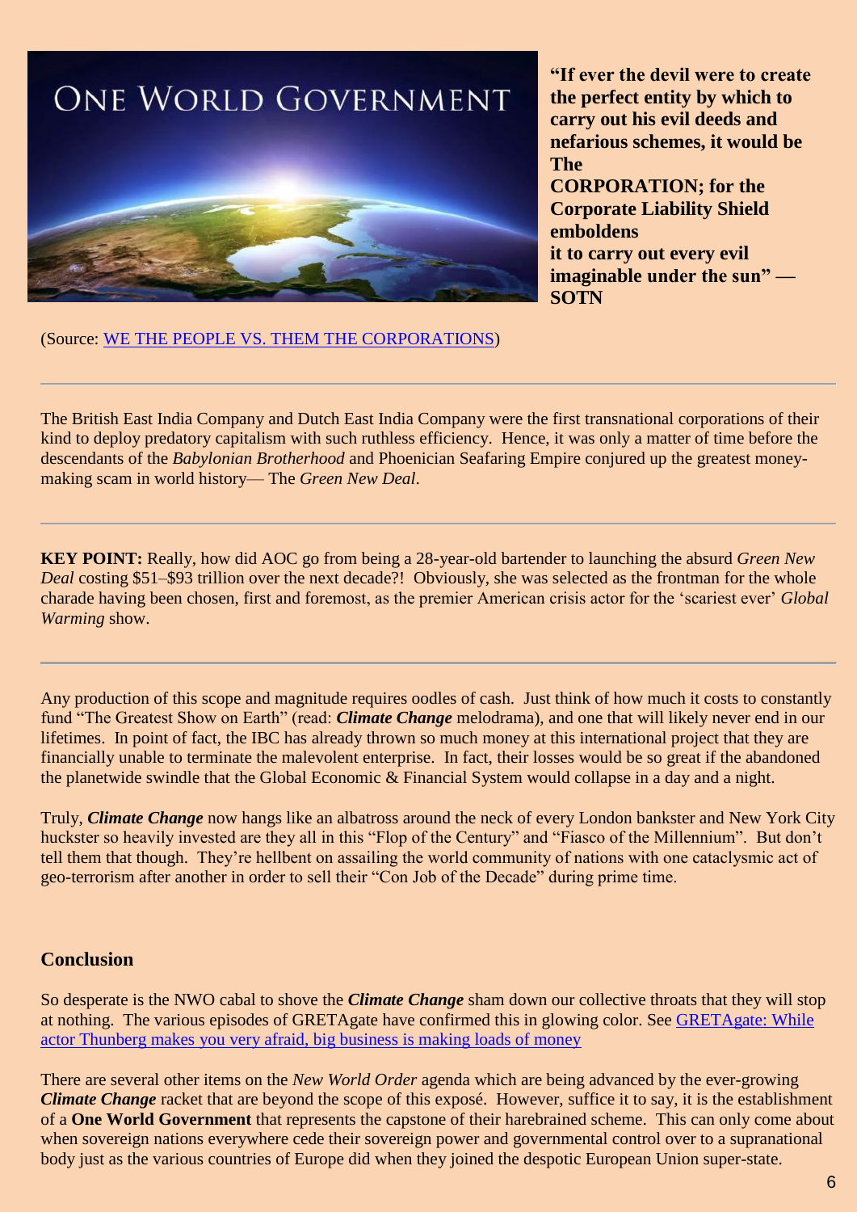**"If ever the devil were to create the perfect entity by which to carry out his evil deeds and nefarious schemes, it would be The CORPORATION; for the Corporate Liability Shield emboldens it to carry out every evil imaginable under the sun" — SOTN**

(Source: WE THE PEOPLE VS. THEM THE CORPORATIONS)

---

The British East India Company and Dutch East India Company were the first transnational corporations of their kind to deploy predatory capitalism with such ruthless efficiency. Hence, it was only a matter of time before the descendants of the *Babylonian Brotherhood* and Phoenician Seafaring Empire conjured up the greatest money-making scam in world history— The *Green New Deal*.

---

**KEY POINT:** Really, how did AOC go from being a 28-year-old bartender to launching the absurd *Green New Deal* costing $51–$93 trillion over the next decade?! Obviously, she was selected as the frontman for the whole charade having been chosen, first and foremost, as the premier American crisis actor for the 'scariest ever' *Global Warming* show.

---

Any production of this scope and magnitude requires oodles of cash. Just think of how much it costs to constantly fund "The Greatest Show on Earth" (read: ***Climate Change*** melodrama), and one that will likely never end in our lifetimes. In point of fact, the IBC has already thrown so much money at this international project that they are financially unable to terminate the malevolent enterprise. In fact, their losses would be so great if the abandoned the planetwide swindle that the Global Economic & Financial System would collapse in a day and a night.

Truly, ***Climate Change*** now hangs like an albatross around the neck of every London bankster and New York City huckster so heavily invested are they all in this "Flop of the Century" and "Fiasco of the Millennium". But don't tell them that though. They're hellbent on assailing the world community of nations with one cataclysmic act of geo-terrorism after another in order to sell their "Con Job of the Decade" during prime time.

## Conclusion

So desperate is the NWO cabal to shove the ***Climate Change*** sham down our collective throats that they will stop at nothing. The various episodes of GRETAgate have confirmed this in glowing color. See GRETAgate: While actor Thunberg makes you very afraid, big business is making loads of money

There are several other items on the *New World Order* agenda which are being advanced by the ever-growing ***Climate Change*** racket that are beyond the scope of this exposé. However, suffice it to say, it is the establishment of a **One World Government** that represents the capstone of their harebrained scheme. This can only come about when sovereign nations everywhere cede their sovereign power and governmental control over to a supranational body just as the various countries of Europe did when they joined the despotic European Union super-state.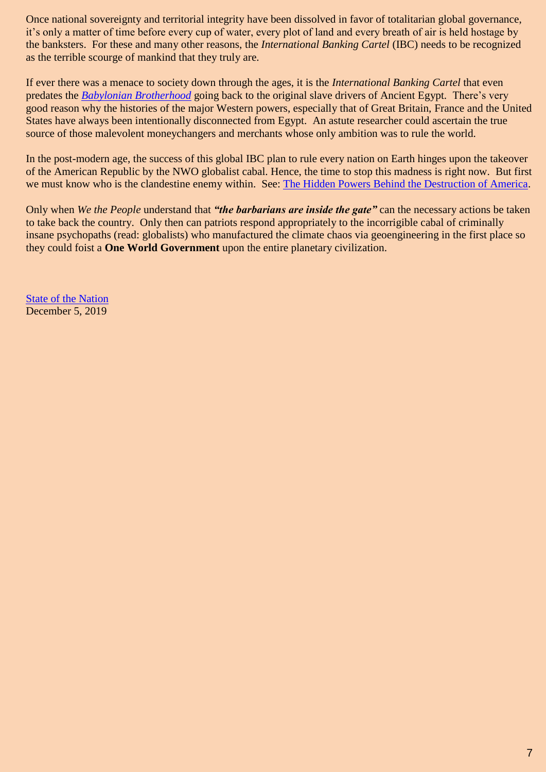Once national sovereignty and territorial integrity have been dissolved in favor of totalitarian global governance, it's only a matter of time before every cup of water, every plot of land and every breath of air is held hostage by the banksters. For these and many other reasons, the *International Banking Cartel* (IBC) needs to be recognized as the terrible scourge of mankind that they truly are.

If ever there was a menace to society down through the ages, it is the *International Banking Cartel* that even predates the *Babylonian Brotherhood* going back to the original slave drivers of Ancient Egypt. There's very good reason why the histories of the major Western powers, especially that of Great Britain, France and the United States have always been intentionally disconnected from Egypt. An astute researcher could ascertain the true source of those malevolent moneychangers and merchants whose only ambition was to rule the world.

In the post-modern age, the success of this global IBC plan to rule every nation on Earth hinges upon the takeover of the American Republic by the NWO globalist cabal. Hence, the time to stop this madness is right now. But first we must know who is the clandestine enemy within. See: The Hidden Powers Behind the Destruction of America.

Only when *We the People* understand that ***"the barbarians are inside the gate"*** can the necessary actions be taken to take back the country. Only then can patriots respond appropriately to the incorrigible cabal of criminally insane psychopaths (read: globalists) who manufactured the climate chaos via geoengineering in the first place so they could foist a **One World Government** upon the entire planetary civilization.

State of the Nation
December 5, 2019